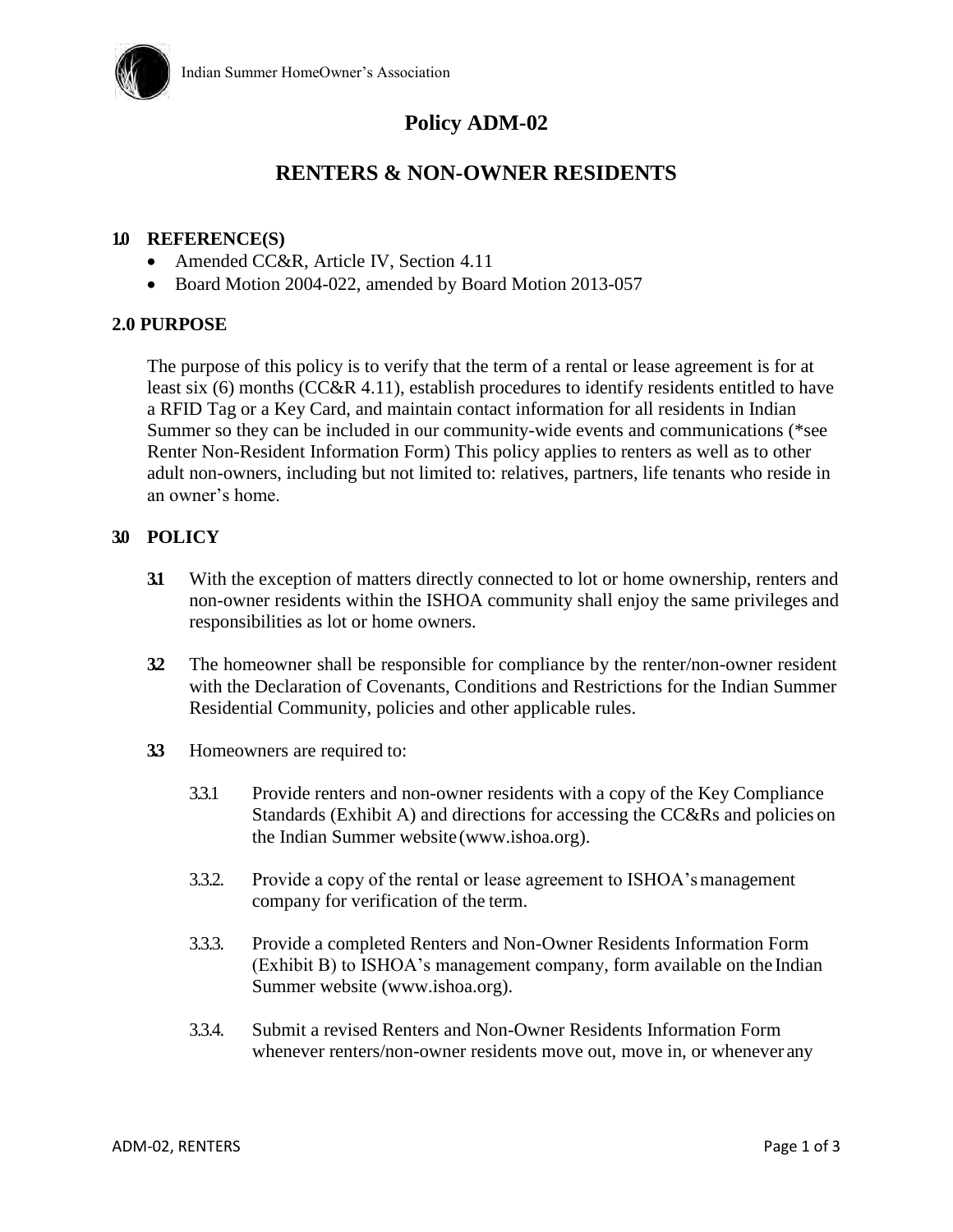# Policy ADM-02

## RENTERS & NON-OWNER RESIDENTS

### 1.0 REFERENCE(S)

- Amended CC&R, Article IV, Section 4.11
- Board Motion 2004-022, amended by Board Motion 2013-057

### 2.0 PURPOSE

The purpose of this policy is to verify that the term of a rental or lease agreement is for at least six (6) months (CC&R 4.11), establish procedures to identify residents entitled to have a RFID Tag or a Key Card, and maintain contact information for all residents in Indian Summer so they can be included in our community-wide events and communications (*see Renter Non-Resident Information Form) This policy applies to renters as well as to other adult non-owners, including but not limited to: relatives, partners, life tenants who reside in an owner's home.

### 3.0 POLICY

**3.1** With the exception of matters directly connected to lot or home ownership, renters and non-owner residents within the ISHOA community shall enjoy the same privileges and responsibilities as lot or home owners.

**3.2** The homeowner shall be responsible for compliance by the renter/non-owner resident with the Declaration of Covenants, Conditions and Restrictions for the Indian Summer Residential Community, policies and other applicable rules.

**3.3** Homeowners are required to:

3.3.1 Provide renters and non-owner residents with a copy of the Key Compliance Standards (Exhibit A) and directions for accessing the CC&Rs and policies on the Indian Summer website (www.ishoa.org).

3.3.2. Provide a copy of the rental or lease agreement to ISHOA's management company for verification of the term.

3.3.3. Provide a completed Renters and Non-Owner Residents Information Form (Exhibit B) to ISHOA's management company, form available on the Indian Summer website (www.ishoa.org).

3.3.4. Submit a revised Renters and Non-Owner Residents Information Form whenever renters/non-owner residents move out, move in, or whenever any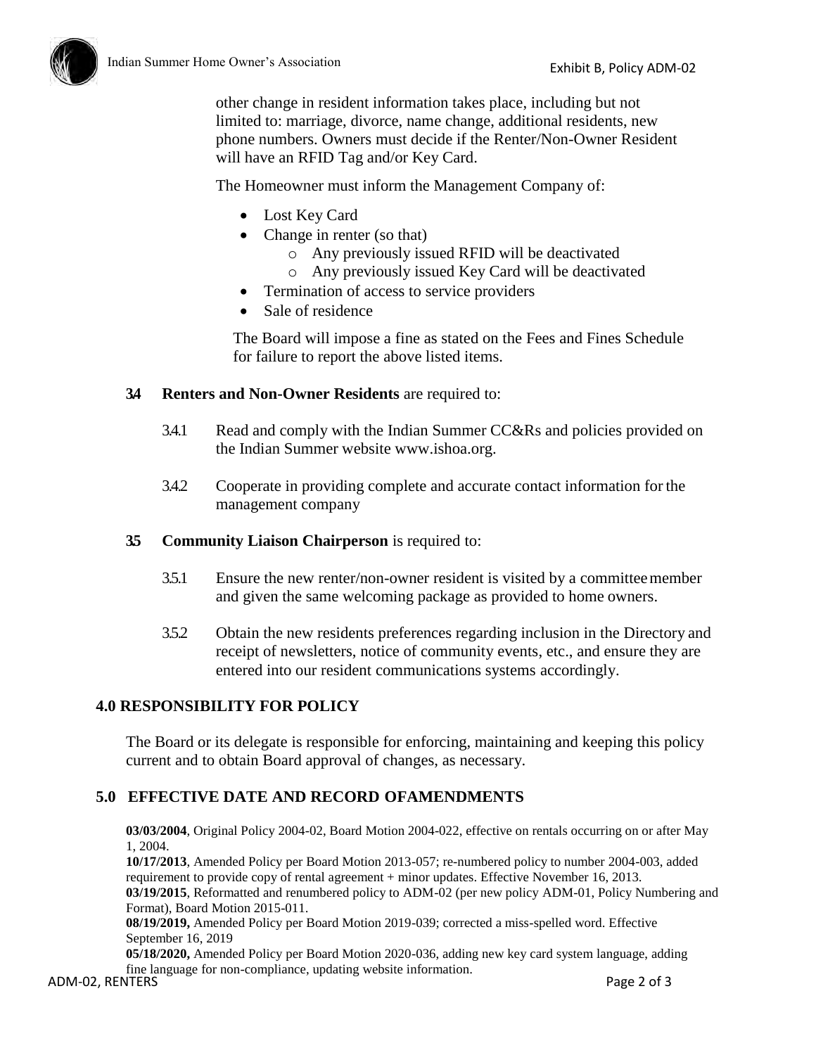other change in resident information takes place, including but not limited to: marriage, divorce, name change, additional residents, new phone numbers. Owners must decide if the Renter/Non-Owner Resident will have an RFID Tag and/or Key Card.

The Homeowner must inform the Management Company of:

- Lost Key Card
- Change in renter (so that)
  - Any previously issued RFID will be deactivated
  - Any previously issued Key Card will be deactivated
- Termination of access to service providers
- Sale of residence

The Board will impose a fine as stated on the Fees and Fines Schedule for failure to report the above listed items.

**3.4 Renters and Non-Owner Residents** are required to:

3.4.1 Read and comply with the Indian Summer CC&Rs and policies provided on the Indian Summer website www.ishoa.org.

3.4.2 Cooperate in providing complete and accurate contact information for the management company

**3.5 Community Liaison Chairperson** is required to:

3.5.1 Ensure the new renter/non-owner resident is visited by a committee member and given the same welcoming package as provided to home owners.

3.5.2 Obtain the new residents preferences regarding inclusion in the Directory and receipt of newsletters, notice of community events, etc., and ensure they are entered into our resident communications systems accordingly.

## 4.0 RESPONSIBILITY FOR POLICY

The Board or its delegate is responsible for enforcing, maintaining and keeping this policy current and to obtain Board approval of changes, as necessary.

## 5.0 EFFECTIVE DATE AND RECORD OFAMENDMENTS

**03/03/2004**, Original Policy 2004-02, Board Motion 2004-022, effective on rentals occurring on or after May 1, 2004.

**10/17/2013**, Amended Policy per Board Motion 2013-057; re-numbered policy to number 2004-003, added requirement to provide copy of rental agreement + minor updates. Effective November 16, 2013.

**03/19/2015**, Reformatted and renumbered policy to ADM-02 (per new policy ADM-01, Policy Numbering and Format), Board Motion 2015-011.

**08/19/2019,** Amended Policy per Board Motion 2019-039; corrected a miss-spelled word. Effective September 16, 2019

**05/18/2020,** Amended Policy per Board Motion 2020-036, adding new key card system language, adding fine language for non-compliance, updating website information.